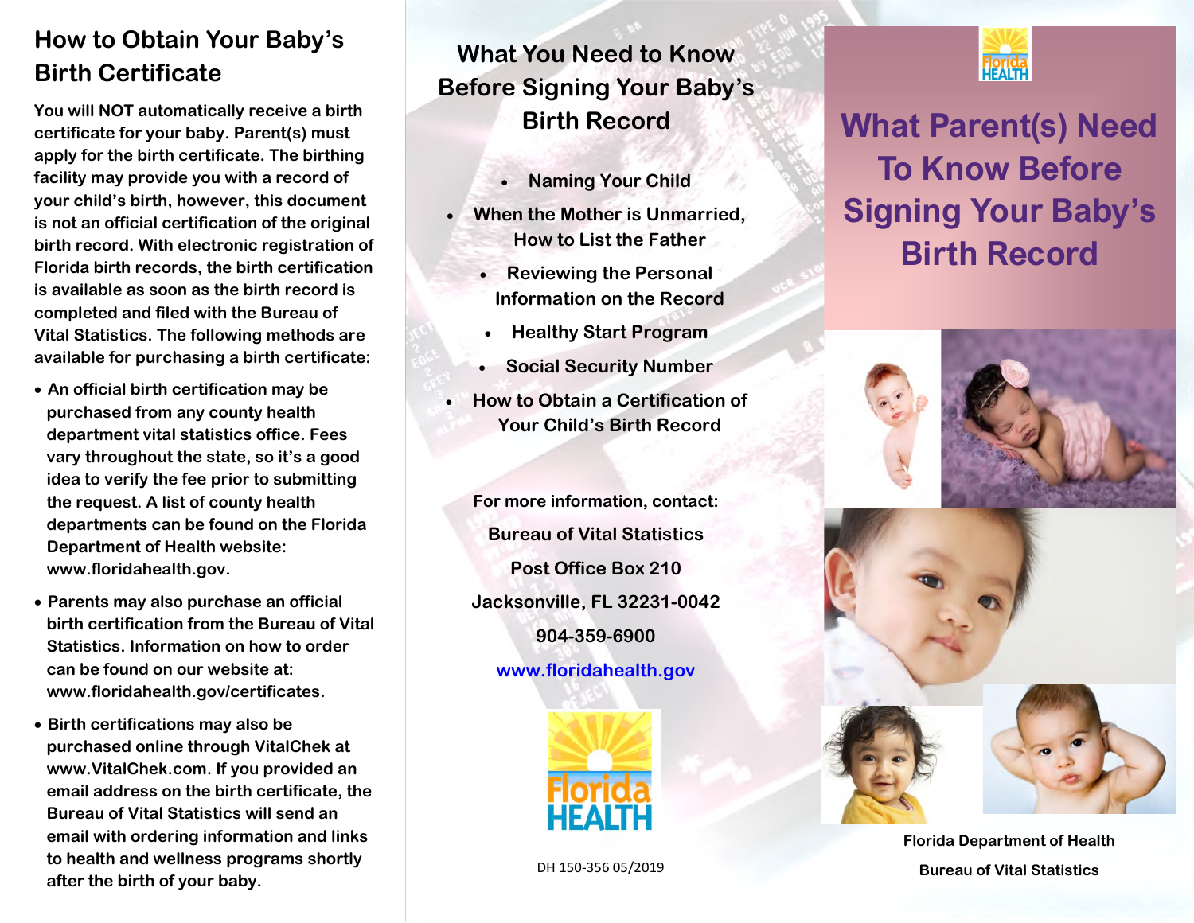## How to Obtain Your Baby's Birth Certificate

**You will NOT automatically receive a birth certificate for your baby. Parent(s) must apply for the birth certificate. The birthing facility may provide you with a record of your child's birth, however, this document is not an official certification of the original birth record. With electronic registration of Florida birth records, the birth certification is available as soon as the birth record is completed and filed with the Bureau of Vital Statistics. The following methods are available for purchasing a birth certificate:**

- An official birth certification may be purchased from any county health department vital statistics office. Fees vary throughout the state, so it's a good idea to verify the fee prior to submitting the request. A list of county health departments can be found on the Florida Department of Health website: www.floridahealth.gov.
- Parents may also purchase an official birth certification from the Bureau of Vital Statistics. Information on how to order can be found on our website at: www.floridahealth.gov/certificates.
- Birth certifications may also be purchased online through VitalChek at www.VitalChek.com. If you provided an email address on the birth certificate, the Bureau of Vital Statistics will send an email with ordering information and links to health and wellness programs shortly after the birth of your baby.

## What You Need to Know Before Signing Your Baby's Birth Record

- Naming Your Child
- When the Mother is Unmarried, How to List the Father
- Reviewing the Personal Information on the Record
- Healthy Start Program
- Social Security Number
- How to Obtain a Certification of Your Child's Birth Record

**For more information, contact:**

**Bureau of Vital Statistics**

**Post Office Box 210**

**Jacksonville, FL 32231-0042**

**904-359-6900**

**www.floridahealth.gov**

Florida HEALTH

DH 150-356 05/2019

Florida HEALTH

# What Parent(s) Need To Know Before Signing Your Baby's Birth Record

**Florida Department of Health**

**Bureau of Vital Statistics**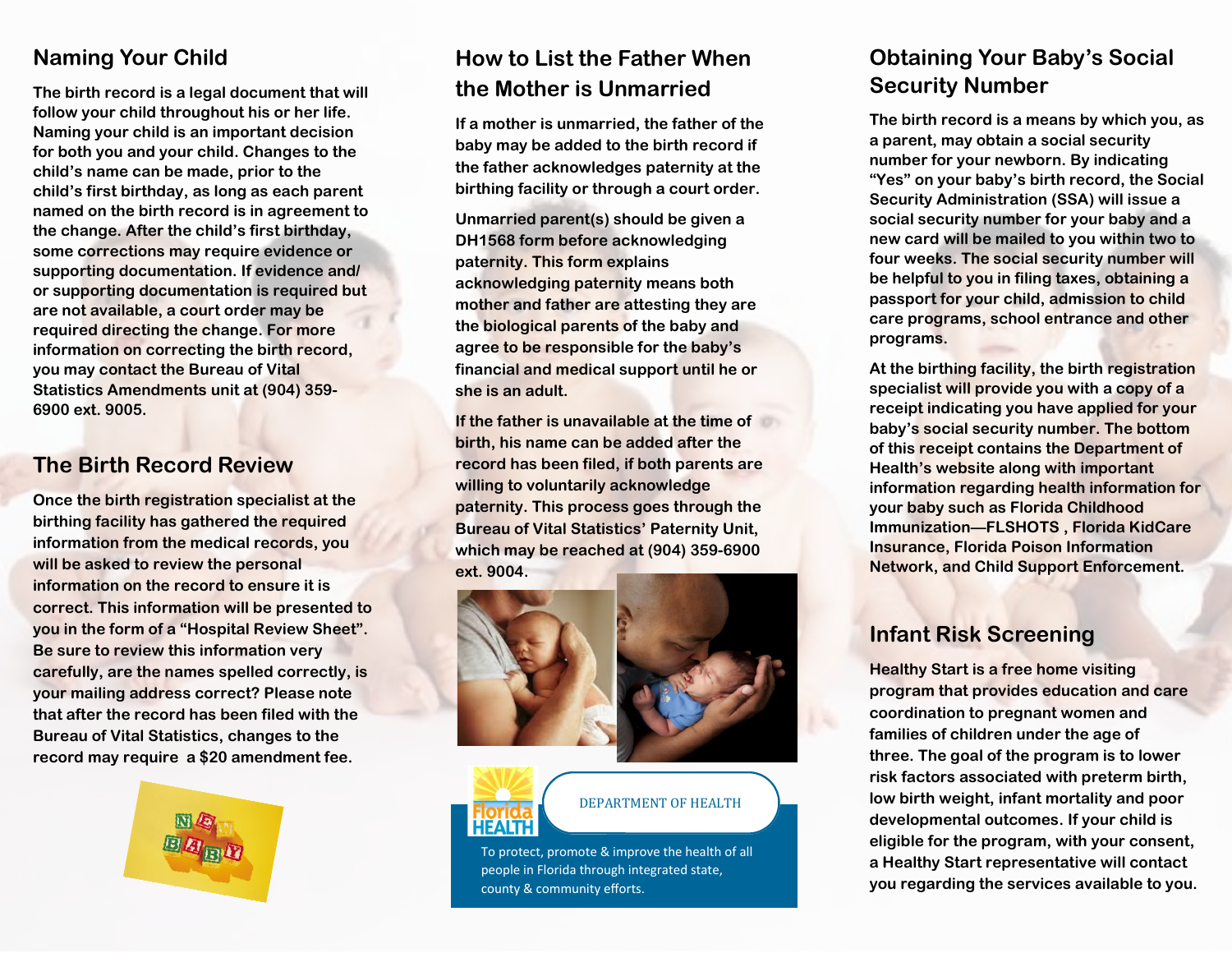## Naming Your Child

The birth record is a legal document that will follow your child throughout his or her life. Naming your child is an important decision for both you and your child. Changes to the child's name can be made, prior to the child's first birthday, as long as each parent named on the birth record is in agreement to the change. After the child's first birthday, some corrections may require evidence or supporting documentation. If evidence and/ or supporting documentation is required but are not available, a court order may be required directing the change. For more information on correcting the birth record, you may contact the Bureau of Vital Statistics Amendments unit at (904) 359-6900 ext. 9005.

## The Birth Record Review

Once the birth registration specialist at the birthing facility has gathered the required information from the medical records, you will be asked to review the personal information on the record to ensure it is correct. This information will be presented to you in the form of a "Hospital Review Sheet". Be sure to review this information very carefully, are the names spelled correctly, is your mailing address correct? Please note that after the record has been filed with the Bureau of Vital Statistics, changes to the record may require a $20 amendment fee.

## How to List the Father When the Mother is Unmarried

If a mother is unmarried, the father of the baby may be added to the birth record if the father acknowledges paternity at the birthing facility or through a court order.

Unmarried parent(s) should be given a DH1568 form before acknowledging paternity. This form explains acknowledging paternity means both mother and father are attesting they are the biological parents of the baby and agree to be responsible for the baby's financial and medical support until he or she is an adult.

If the father is unavailable at the time of birth, his name can be added after the record has been filed, if both parents are willing to voluntarily acknowledge paternity. This process goes through the Bureau of Vital Statistics' Paternity Unit, which may be reached at (904) 359-6900 ext. 9004.

Florida HEALTH

DEPARTMENT OF HEALTH

To protect, promote & improve the health of all people in Florida through integrated state, county & community efforts.

## Obtaining Your Baby's Social Security Number

The birth record is a means by which you, as a parent, may obtain a social security number for your newborn. By indicating "Yes" on your baby's birth record, the Social Security Administration (SSA) will issue a social security number for your baby and a new card will be mailed to you within two to four weeks. The social security number will be helpful to you in filing taxes, obtaining a passport for your child, admission to child care programs, school entrance and other programs.

At the birthing facility, the birth registration specialist will provide you with a copy of a receipt indicating you have applied for your baby's social security number. The bottom of this receipt contains the Department of Health's website along with important information regarding health information for your baby such as Florida Childhood Immunization—FLSHOTS , Florida KidCare Insurance, Florida Poison Information Network, and Child Support Enforcement.

## Infant Risk Screening

Healthy Start is a free home visiting program that provides education and care coordination to pregnant women and families of children under the age of three. The goal of the program is to lower risk factors associated with preterm birth, low birth weight, infant mortality and poor developmental outcomes. If your child is eligible for the program, with your consent, a Healthy Start representative will contact you regarding the services available to you.